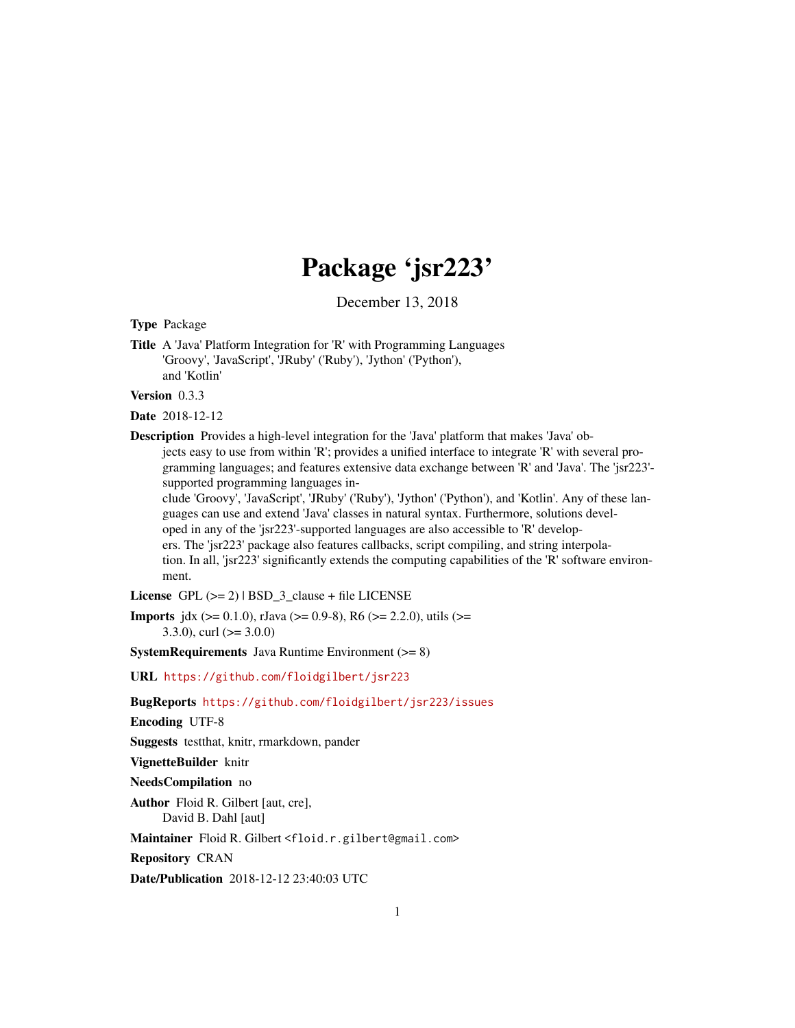# Package 'jsr223'

December 13, 2018

**Type** Package

**Title** A 'Java' Platform Integration for 'R' with Programming Languages 'Groovy', 'JavaScript', 'JRuby' ('Ruby'), 'Jython' ('Python'), and 'Kotlin'

**Version** 0.3.3

**Date** 2018-12-12

**Description** Provides a high-level integration for the 'Java' platform that makes 'Java' objects easy to use from within 'R'; provides a unified interface to integrate 'R' with several programming languages; and features extensive data exchange between 'R' and 'Java'. The 'jsr223'-supported programming languages include 'Groovy', 'JavaScript', 'JRuby' ('Ruby'), 'Jython' ('Python'), and 'Kotlin'. Any of these languages can use and extend 'Java' classes in natural syntax. Furthermore, solutions developed in any of the 'jsr223'-supported languages are also accessible to 'R' developers. The 'jsr223' package also features callbacks, script compiling, and string interpolation. In all, 'jsr223' significantly extends the computing capabilities of the 'R' software environment.

**License** GPL (>= 2) | BSD_3_clause + file LICENSE

**Imports** jdx (>= 0.1.0), rJava (>= 0.9-8), R6 (>= 2.2.0), utils (>= 3.3.0), curl (>= 3.0.0)

**SystemRequirements** Java Runtime Environment (>= 8)

**URL** https://github.com/floidgilbert/jsr223

**BugReports** https://github.com/floidgilbert/jsr223/issues

**Encoding** UTF-8

**Suggests** testthat, knitr, rmarkdown, pander

**VignetteBuilder** knitr

**NeedsCompilation** no

**Author** Floid R. Gilbert [aut, cre], David B. Dahl [aut]

**Maintainer** Floid R. Gilbert <floid.r.gilbert@gmail.com>

**Repository** CRAN

**Date/Publication** 2018-12-12 23:40:03 UTC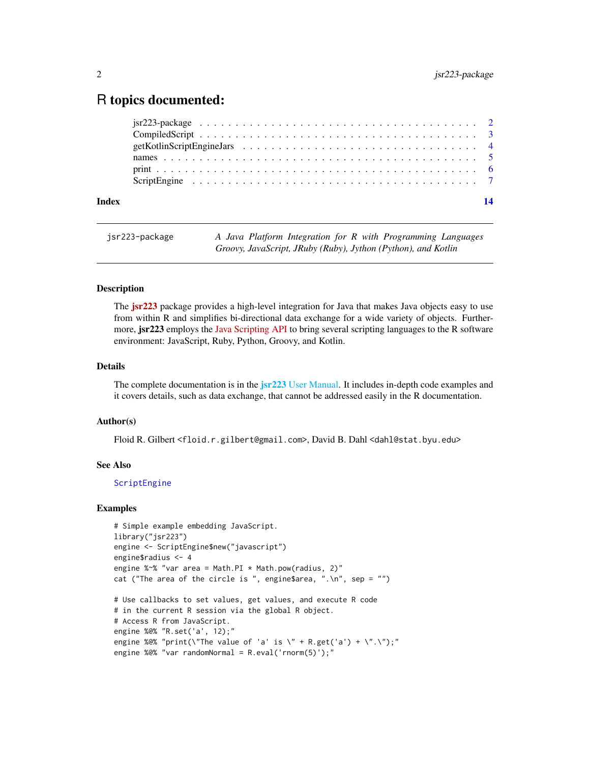# R topics documented:

jsr223-package . . . . . . . . . . . . . . . . . . . . . . . . . . . . . . . . . . . . . . 2
CompiledScript . . . . . . . . . . . . . . . . . . . . . . . . . . . . . . . . . . . . . . 3
getKotlinScriptEngineJars . . . . . . . . . . . . . . . . . . . . . . . . . . . . . . . . 4
names . . . . . . . . . . . . . . . . . . . . . . . . . . . . . . . . . . . . . . . . . . . 5
print . . . . . . . . . . . . . . . . . . . . . . . . . . . . . . . . . . . . . . . . . . . 6
ScriptEngine . . . . . . . . . . . . . . . . . . . . . . . . . . . . . . . . . . . . . . . 7

**Index** **14**

---

`jsr223-package` *A Java Platform Integration for R with Programming Languages Groovy, JavaScript, JRuby (Ruby), Jython (Python), and Kotlin*

---

### Description

The **jsr223** package provides a high-level integration for Java that makes Java objects easy to use from within R and simplifies bi-directional data exchange for a wide variety of objects. Furthermore, **jsr223** employs the Java Scripting API to bring several scripting languages to the R software environment: JavaScript, Ruby, Python, Groovy, and Kotlin.

### Details

The complete documentation is in the **jsr223** User Manual. It includes in-depth code examples and it covers details, such as data exchange, that cannot be addressed easily in the R documentation.

### Author(s)

Floid R. Gilbert <floid.r.gilbert@gmail.com>, David B. Dahl <dahl@stat.byu.edu>

### See Also

`ScriptEngine`

### Examples

```
# Simple example embedding JavaScript.
library("jsr223")
engine <- ScriptEngine$new("javascript")
engine$radius <- 4
engine %~% "var area = Math.PI * Math.pow(radius, 2)"
cat ("The area of the circle is ", engine$area, ".\n", sep = "")

# Use callbacks to set values, get values, and execute R code
# in the current R session via the global R object.
# Access R from JavaScript.
engine %@% "R.set('a', 12);"
engine %@% "print(\"The value of 'a' is \" + R.get('a') + \".\");"
engine %@% "var randomNormal = R.eval('rnorm(5)');"
```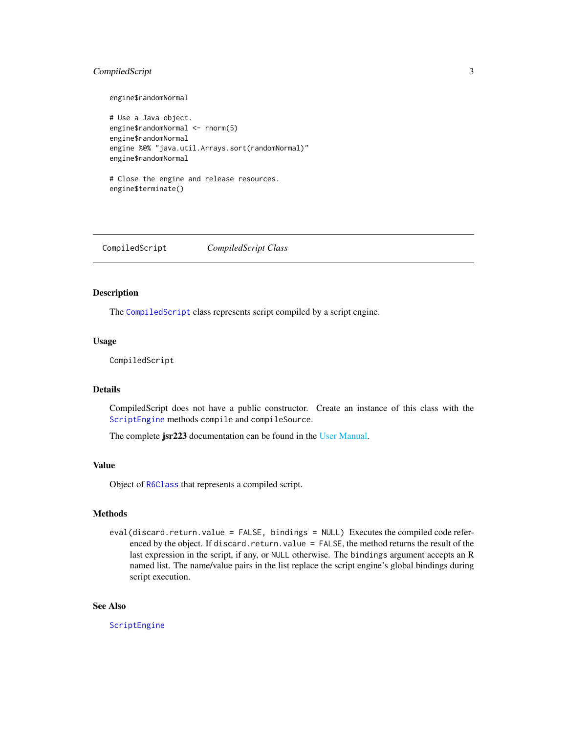```
engine$randomNormal

# Use a Java object.
engine$randomNormal <- rnorm(5)
engine$randomNormal
engine %@% "java.util.Arrays.sort(randomNormal)"
engine$randomNormal

# Close the engine and release resources.
engine$terminate()
```

---

`CompiledScript` *CompiledScript Class*

---

## Description

The `CompiledScript` class represents script compiled by a script engine.

## Usage

```
CompiledScript
```

## Details

CompiledScript does not have a public constructor. Create an instance of this class with the `ScriptEngine` methods `compile` and `compileSource`.

The complete **jsr223** documentation can be found in the User Manual.

## Value

Object of `R6Class` that represents a compiled script.

## Methods

`eval(discard.return.value = FALSE, bindings = NULL)` Executes the compiled code referenced by the object. If `discard.return.value = FALSE`, the method returns the result of the last expression in the script, if any, or `NULL` otherwise. The `bindings` argument accepts an R named list. The name/value pairs in the list replace the script engine's global bindings during script execution.

## See Also

`ScriptEngine`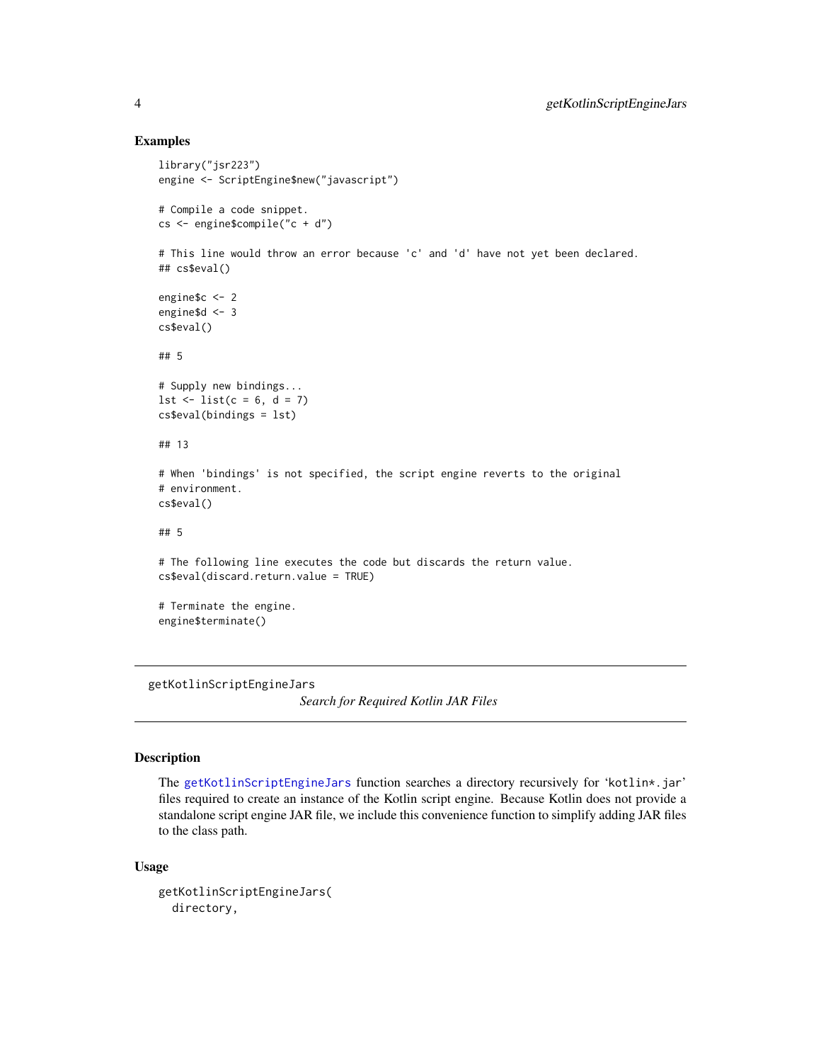## Examples

```
library("jsr223")
engine <- ScriptEngine$new("javascript")

# Compile a code snippet.
cs <- engine$compile("c + d")

# This line would throw an error because 'c' and 'd' have not yet been declared.
## cs$eval()

engine$c <- 2
engine$d <- 3
cs$eval()

## 5

# Supply new bindings...
lst <- list(c = 6, d = 7)
cs$eval(bindings = lst)

## 13

# When 'bindings' is not specified, the script engine reverts to the original
# environment.
cs$eval()

## 5

# The following line executes the code but discards the return value.
cs$eval(discard.return.value = TRUE)

# Terminate the engine.
engine$terminate()
```

---

# getKotlinScriptEngineJars

*Search for Required Kotlin JAR Files*

---

## Description

The getKotlinScriptEngineJars function searches a directory recursively for 'kotlin*.jar' files required to create an instance of the Kotlin script engine. Because Kotlin does not provide a standalone script engine JAR file, we include this convenience function to simplify adding JAR files to the class path.

## Usage

```
getKotlinScriptEngineJars(
  directory,
```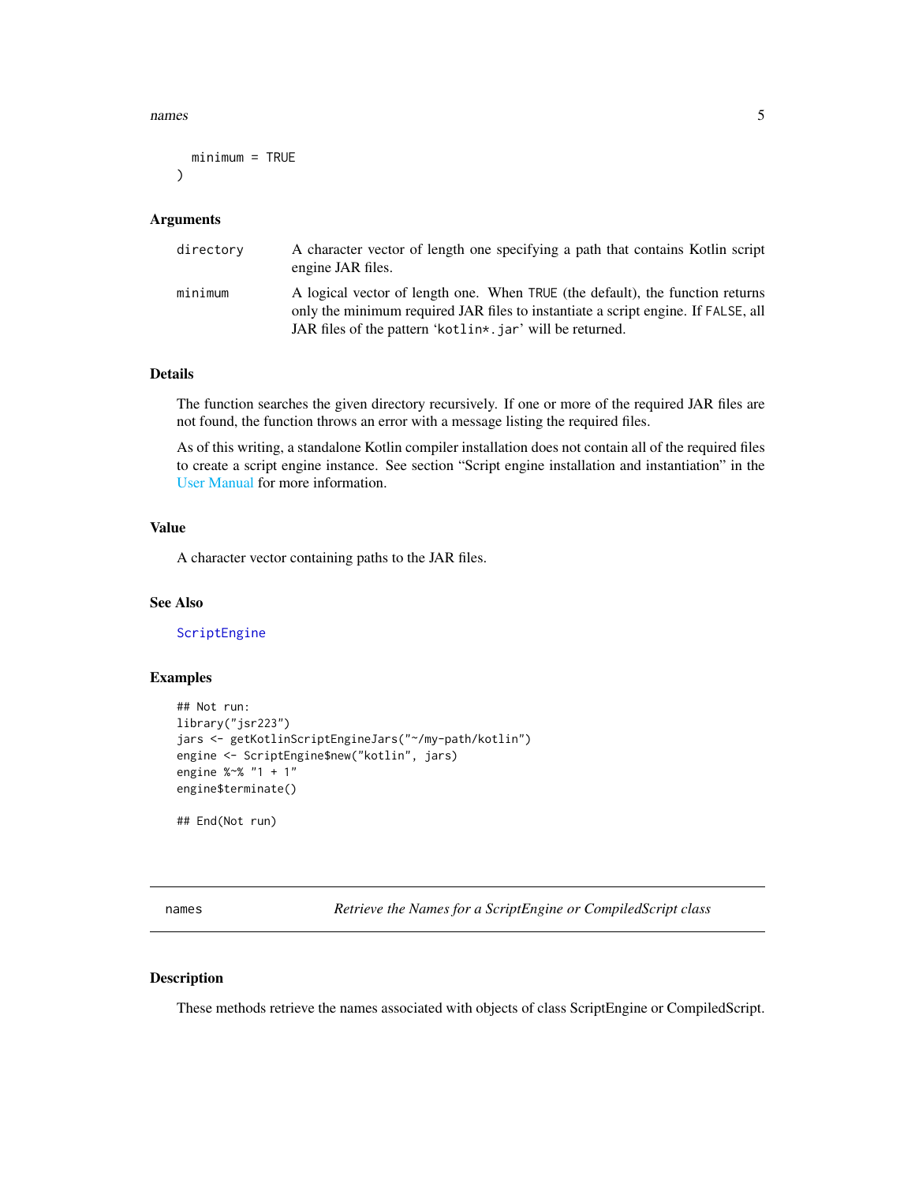```
  minimum = TRUE
)
```

### Arguments

| | |
|---|---|
| `directory` | A character vector of length one specifying a path that contains Kotlin script engine JAR files. |
| `minimum` | A logical vector of length one. When `TRUE` (the default), the function returns only the minimum required JAR files to instantiate a script engine. If `FALSE`, all JAR files of the pattern '`kotlin*.jar`' will be returned. |

### Details

The function searches the given directory recursively. If one or more of the required JAR files are not found, the function throws an error with a message listing the required files.

As of this writing, a standalone Kotlin compiler installation does not contain all of the required files to create a script engine instance. See section "Script engine installation and instantiation" in the User Manual for more information.

### Value

A character vector containing paths to the JAR files.

### See Also

`ScriptEngine`

### Examples

```
## Not run:
library("jsr223")
jars <- getKotlinScriptEngineJars("~/my-path/kotlin")
engine <- ScriptEngine$new("kotlin", jars)
engine %~% "1 + 1"
engine$terminate()

## End(Not run)
```

---

## names — *Retrieve the Names for a ScriptEngine or CompiledScript class*

---

### Description

These methods retrieve the names associated with objects of class ScriptEngine or CompiledScript.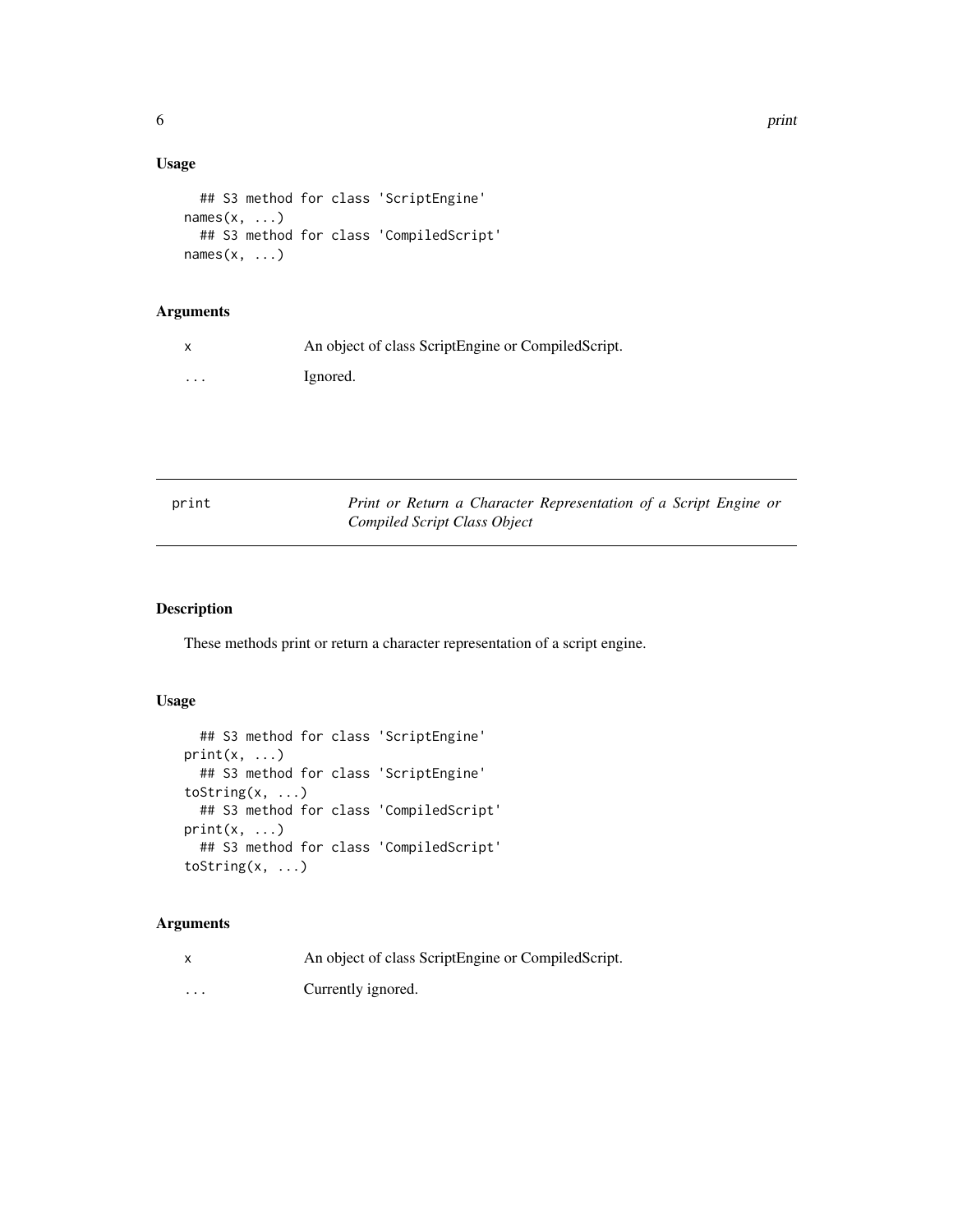### Usage

```
  ## S3 method for class 'ScriptEngine'
names(x, ...)
  ## S3 method for class 'CompiledScript'
names(x, ...)
```

### Arguments

| | |
|---|---|
| x | An object of class ScriptEngine or CompiledScript. |
| ... | Ignored. |

---

## print — *Print or Return a Character Representation of a Script Engine or Compiled Script Class Object*

---

### Description

These methods print or return a character representation of a script engine.

### Usage

```
  ## S3 method for class 'ScriptEngine'
print(x, ...)
  ## S3 method for class 'ScriptEngine'
toString(x, ...)
  ## S3 method for class 'CompiledScript'
print(x, ...)
  ## S3 method for class 'CompiledScript'
toString(x, ...)
```

### Arguments

| | |
|---|---|
| x | An object of class ScriptEngine or CompiledScript. |
| ... | Currently ignored. |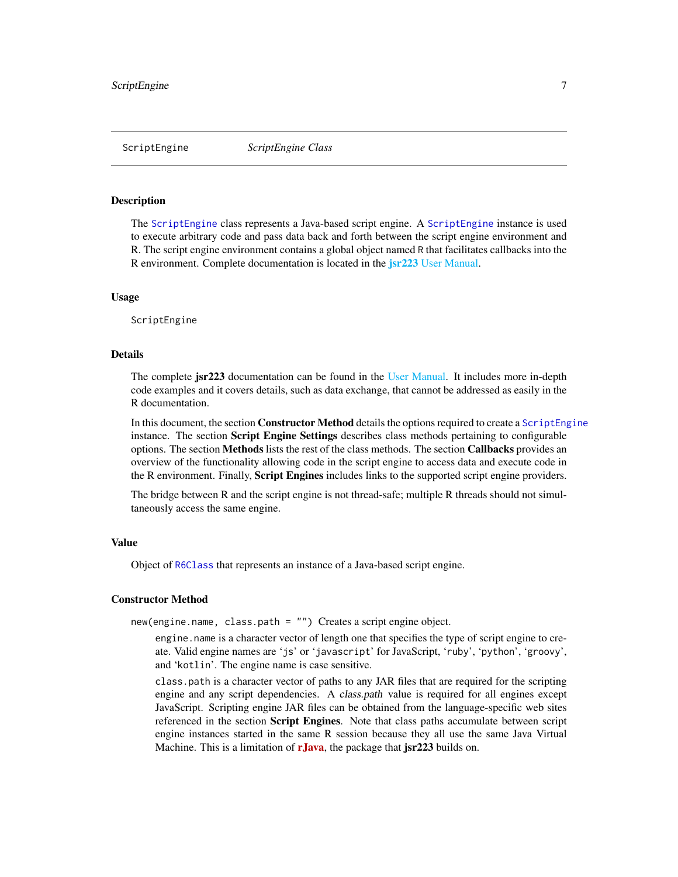ScriptEngine *ScriptEngine Class*

## Description

The ScriptEngine class represents a Java-based script engine. A ScriptEngine instance is used to execute arbitrary code and pass data back and forth between the script engine environment and R. The script engine environment contains a global object named R that facilitates callbacks into the R environment. Complete documentation is located in the **jsr223** User Manual.

## Usage

```
ScriptEngine
```

## Details

The complete **jsr223** documentation can be found in the User Manual. It includes more in-depth code examples and it covers details, such as data exchange, that cannot be addressed as easily in the R documentation.

In this document, the section **Constructor Method** details the options required to create a ScriptEngine instance. The section **Script Engine Settings** describes class methods pertaining to configurable options. The section **Methods** lists the rest of the class methods. The section **Callbacks** provides an overview of the functionality allowing code in the script engine to access data and execute code in the R environment. Finally, **Script Engines** includes links to the supported script engine providers.

The bridge between R and the script engine is not thread-safe; multiple R threads should not simultaneously access the same engine.

## Value

Object of R6Class that represents an instance of a Java-based script engine.

## Constructor Method

`new(engine.name, class.path = "")` Creates a script engine object.

`engine.name` is a character vector of length one that specifies the type of script engine to create. Valid engine names are '`js`' or '`javascript`' for JavaScript, '`ruby`', '`python`', '`groovy`', and '`kotlin`'. The engine name is case sensitive.

`class.path` is a character vector of paths to any JAR files that are required for the scripting engine and any script dependencies. A *class.path* value is required for all engines except JavaScript. Scripting engine JAR files can be obtained from the language-specific web sites referenced in the section **Script Engines**. Note that class paths accumulate between script engine instances started in the same R session because they all use the same Java Virtual Machine. This is a limitation of **rJava**, the package that **jsr223** builds on.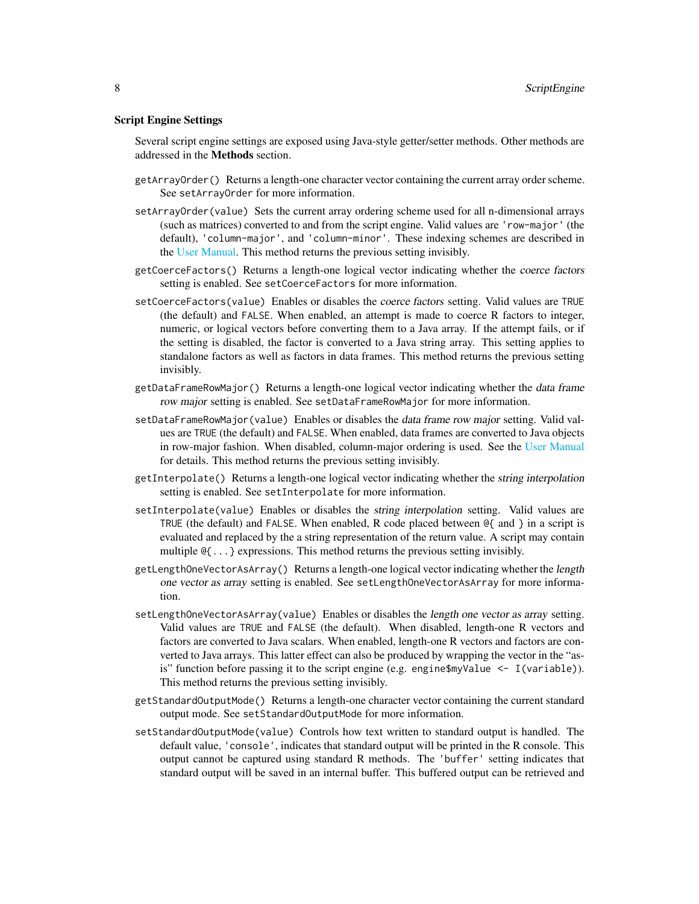### Script Engine Settings

Several script engine settings are exposed using Java-style getter/setter methods. Other methods are addressed in the **Methods** section.

`getArrayOrder()` Returns a length-one character vector containing the current array order scheme. See `setArrayOrder` for more information.

`setArrayOrder(value)` Sets the current array ordering scheme used for all n-dimensional arrays (such as matrices) converted to and from the script engine. Valid values are `'row-major'` (the default), `'column-major'`, and `'column-minor'`. These indexing schemes are described in the User Manual. This method returns the previous setting invisibly.

`getCoerceFactors()` Returns a length-one logical vector indicating whether the *coerce factors* setting is enabled. See `setCoerceFactors` for more information.

`setCoerceFactors(value)` Enables or disables the *coerce factors* setting. Valid values are `TRUE` (the default) and `FALSE`. When enabled, an attempt is made to coerce R factors to integer, numeric, or logical vectors before converting them to a Java array. If the attempt fails, or if the setting is disabled, the factor is converted to a Java string array. This setting applies to standalone factors as well as factors in data frames. This method returns the previous setting invisibly.

`getDataFrameRowMajor()` Returns a length-one logical vector indicating whether the *data frame row major* setting is enabled. See `setDataFrameRowMajor` for more information.

`setDataFrameRowMajor(value)` Enables or disables the *data frame row major* setting. Valid values are `TRUE` (the default) and `FALSE`. When enabled, data frames are converted to Java objects in row-major fashion. When disabled, column-major ordering is used. See the User Manual for details. This method returns the previous setting invisibly.

`getInterpolate()` Returns a length-one logical vector indicating whether the *string interpolation* setting is enabled. See `setInterpolate` for more information.

`setInterpolate(value)` Enables or disables the *string interpolation* setting. Valid values are `TRUE` (the default) and `FALSE`. When enabled, R code placed between `@{` and `}` in a script is evaluated and replaced by the a string representation of the return value. A script may contain multiple `@{...}` expressions. This method returns the previous setting invisibly.

`getLengthOneVectorAsArray()` Returns a length-one logical vector indicating whether the *length one vector as array* setting is enabled. See `setLengthOneVectorAsArray` for more information.

`setLengthOneVectorAsArray(value)` Enables or disables the *length one vector as array* setting. Valid values are `TRUE` and `FALSE` (the default). When disabled, length-one R vectors and factors are converted to Java scalars. When enabled, length-one R vectors and factors are converted to Java arrays. This latter effect can also be produced by wrapping the vector in the "as-is" function before passing it to the script engine (e.g. `engine$myValue <- I(variable)`). This method returns the previous setting invisibly.

`getStandardOutputMode()` Returns a length-one character vector containing the current standard output mode. See `setStandardOutputMode` for more information.

`setStandardOutputMode(value)` Controls how text written to standard output is handled. The default value, `'console'`, indicates that standard output will be printed in the R console. This output cannot be captured using standard R methods. The `'buffer'` setting indicates that standard output will be saved in an internal buffer. This buffered output can be retrieved and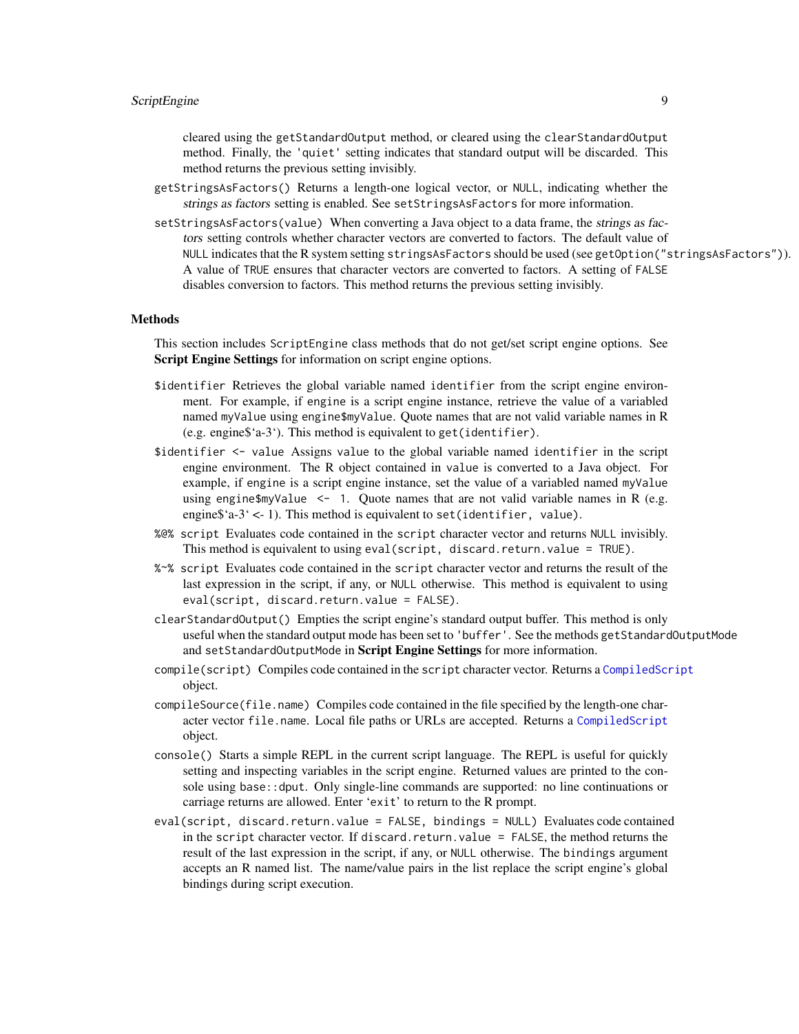cleared using the `getStandardOutput` method, or cleared using the `clearStandardOutput` method. Finally, the `'quiet'` setting indicates that standard output will be discarded. This method returns the previous setting invisibly.

`getStringsAsFactors()` Returns a length-one logical vector, or `NULL`, indicating whether the *strings as factors* setting is enabled. See `setStringsAsFactors` for more information.

`setStringsAsFactors(value)` When converting a Java object to a data frame, the *strings as factors* setting controls whether character vectors are converted to factors. The default value of `NULL` indicates that the R system setting `stringsAsFactors` should be used (see `getOption("stringsAsFactors")`). A value of `TRUE` ensures that character vectors are converted to factors. A setting of `FALSE` disables conversion to factors. This method returns the previous setting invisibly.

## Methods

This section includes `ScriptEngine` class methods that do not get/set script engine options. See **Script Engine Settings** for information on script engine options.

`$identifier` Retrieves the global variable named `identifier` from the script engine environment. For example, if `engine` is a script engine instance, retrieve the value of a variabled named `myValue` using `engine$myValue`. Quote names that are not valid variable names in R (e.g. engine$`a-3`). This method is equivalent to `get(identifier)`.

`$identifier <- value` Assigns `value` to the global variable named `identifier` in the script engine environment. The R object contained in `value` is converted to a Java object. For example, if `engine` is a script engine instance, set the value of a variabled named `myValue` using `engine$myValue <- 1`. Quote names that are not valid variable names in R (e.g. engine$`a-3` <- 1). This method is equivalent to `set(identifier, value)`.

`%@% script` Evaluates code contained in the `script` character vector and returns `NULL` invisibly. This method is equivalent to using `eval(script, discard.return.value = TRUE)`.

`%~% script` Evaluates code contained in the `script` character vector and returns the result of the last expression in the script, if any, or `NULL` otherwise. This method is equivalent to using `eval(script, discard.return.value = FALSE)`.

`clearStandardOutput()` Empties the script engine's standard output buffer. This method is only useful when the standard output mode has been set to `'buffer'`. See the methods `getStandardOutputMode` and `setStandardOutputMode` in **Script Engine Settings** for more information.

`compile(script)` Compiles code contained in the `script` character vector. Returns a `CompiledScript` object.

`compileSource(file.name)` Compiles code contained in the file specified by the length-one character vector `file.name`. Local file paths or URLs are accepted. Returns a `CompiledScript` object.

`console()` Starts a simple REPL in the current script language. The REPL is useful for quickly setting and inspecting variables in the script engine. Returned values are printed to the console using `base::dput`. Only single-line commands are supported: no line continuations or carriage returns are allowed. Enter 'exit' to return to the R prompt.

`eval(script, discard.return.value = FALSE, bindings = NULL)` Evaluates code contained in the `script` character vector. If `discard.return.value = FALSE`, the method returns the result of the last expression in the script, if any, or `NULL` otherwise. The `bindings` argument accepts an R named list. The name/value pairs in the list replace the script engine's global bindings during script execution.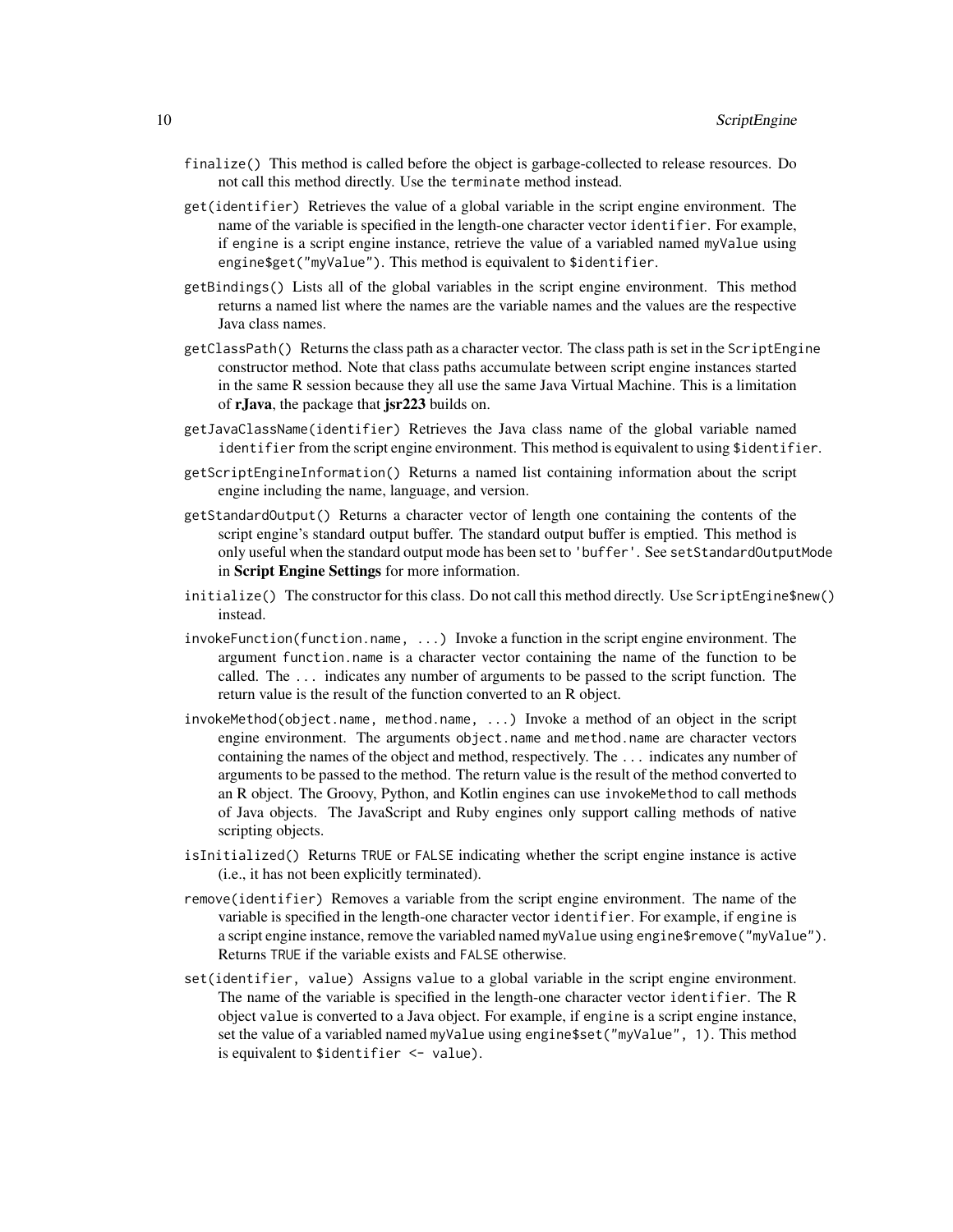`finalize()` This method is called before the object is garbage-collected to release resources. Do not call this method directly. Use the `terminate` method instead.

`get(identifier)` Retrieves the value of a global variable in the script engine environment. The name of the variable is specified in the length-one character vector `identifier`. For example, if `engine` is a script engine instance, retrieve the value of a variabled named `myValue` using `engine$get("myValue")`. This method is equivalent to `$identifier`.

`getBindings()` Lists all of the global variables in the script engine environment. This method returns a named list where the names are the variable names and the values are the respective Java class names.

`getClassPath()` Returns the class path as a character vector. The class path is set in the `ScriptEngine` constructor method. Note that class paths accumulate between script engine instances started in the same R session because they all use the same Java Virtual Machine. This is a limitation of **rJava**, the package that **jsr223** builds on.

`getJavaClassName(identifier)` Retrieves the Java class name of the global variable named `identifier` from the script engine environment. This method is equivalent to using `$identifier`.

`getScriptEngineInformation()` Returns a named list containing information about the script engine including the name, language, and version.

`getStandardOutput()` Returns a character vector of length one containing the contents of the script engine's standard output buffer. The standard output buffer is emptied. This method is only useful when the standard output mode has been set to `'buffer'`. See `setStandardOutputMode` in **Script Engine Settings** for more information.

`initialize()` The constructor for this class. Do not call this method directly. Use `ScriptEngine$new()` instead.

`invokeFunction(function.name, ...)` Invoke a function in the script engine environment. The argument `function.name` is a character vector containing the name of the function to be called. The `...` indicates any number of arguments to be passed to the script function. The return value is the result of the function converted to an R object.

`invokeMethod(object.name, method.name, ...)` Invoke a method of an object in the script engine environment. The arguments `object.name` and `method.name` are character vectors containing the names of the object and method, respectively. The `...` indicates any number of arguments to be passed to the method. The return value is the result of the method converted to an R object. The Groovy, Python, and Kotlin engines can use `invokeMethod` to call methods of Java objects. The JavaScript and Ruby engines only support calling methods of native scripting objects.

`isInitialized()` Returns `TRUE` or `FALSE` indicating whether the script engine instance is active (i.e., it has not been explicitly terminated).

`remove(identifier)` Removes a variable from the script engine environment. The name of the variable is specified in the length-one character vector `identifier`. For example, if `engine` is a script engine instance, remove the variabled named `myValue` using `engine$remove("myValue")`. Returns `TRUE` if the variable exists and `FALSE` otherwise.

`set(identifier, value)` Assigns `value` to a global variable in the script engine environment. The name of the variable is specified in the length-one character vector `identifier`. The R object `value` is converted to a Java object. For example, if `engine` is a script engine instance, set the value of a variabled named `myValue` using `engine$set("myValue", 1)`. This method is equivalent to `$identifier <- value)`.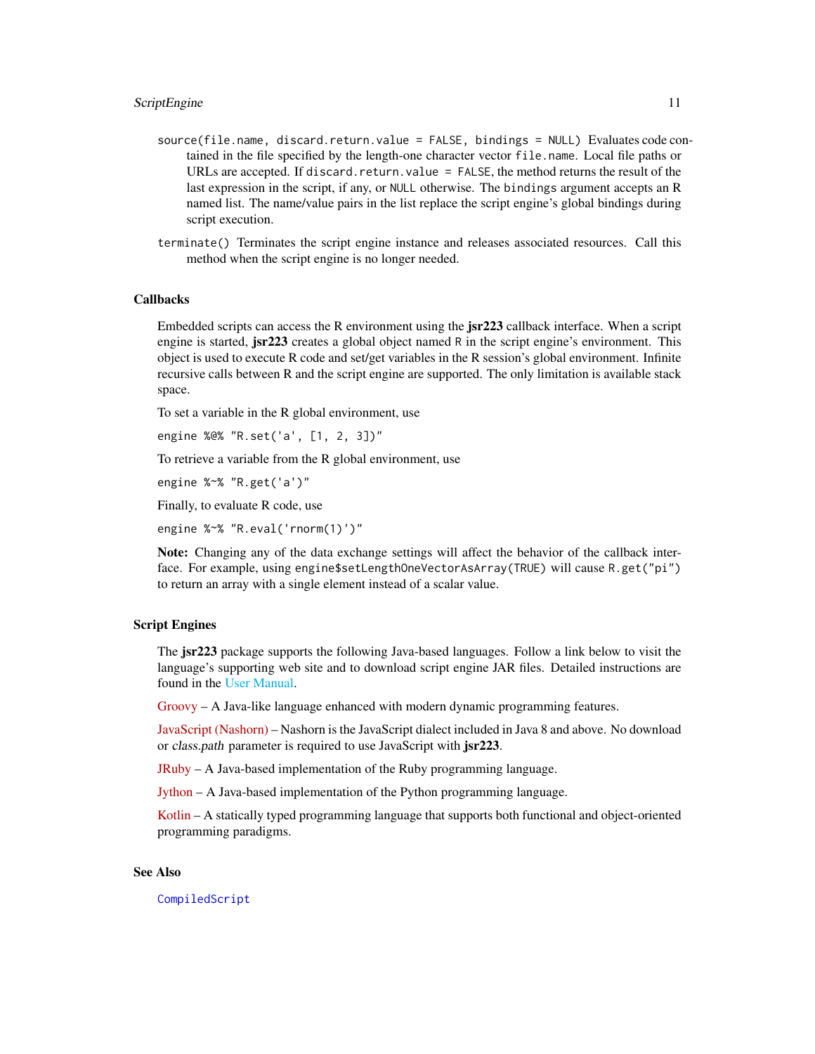`source(file.name, discard.return.value = FALSE, bindings = NULL)` Evaluates code contained in the file specified by the length-one character vector `file.name`. Local file paths or URLs are accepted. If `discard.return.value = FALSE`, the method returns the result of the last expression in the script, if any, or `NULL` otherwise. The `bindings` argument accepts an R named list. The name/value pairs in the list replace the script engine's global bindings during script execution.

`terminate()` Terminates the script engine instance and releases associated resources. Call this method when the script engine is no longer needed.

### Callbacks

Embedded scripts can access the R environment using the **jsr223** callback interface. When a script engine is started, **jsr223** creates a global object named `R` in the script engine's environment. This object is used to execute R code and set/get variables in the R session's global environment. Infinite recursive calls between R and the script engine are supported. The only limitation is available stack space.

To set a variable in the R global environment, use

```
engine %@% "R.set('a', [1, 2, 3])"
```

To retrieve a variable from the R global environment, use

```
engine %~% "R.get('a')"
```

Finally, to evaluate R code, use

```
engine %~% "R.eval('rnorm(1)')"
```

**Note:** Changing any of the data exchange settings will affect the behavior of the callback interface. For example, using `engine$setLengthOneVectorAsArray(TRUE)` will cause `R.get("pi")` to return an array with a single element instead of a scalar value.

### Script Engines

The **jsr223** package supports the following Java-based languages. Follow a link below to visit the language's supporting web site and to download script engine JAR files. Detailed instructions are found in the User Manual.

Groovy – A Java-like language enhanced with modern dynamic programming features.

JavaScript (Nashorn) – Nashorn is the JavaScript dialect included in Java 8 and above. No download or *class.path* parameter is required to use JavaScript with **jsr223**.

JRuby – A Java-based implementation of the Ruby programming language.

Jython – A Java-based implementation of the Python programming language.

Kotlin – A statically typed programming language that supports both functional and object-oriented programming paradigms.

### See Also

`CompiledScript`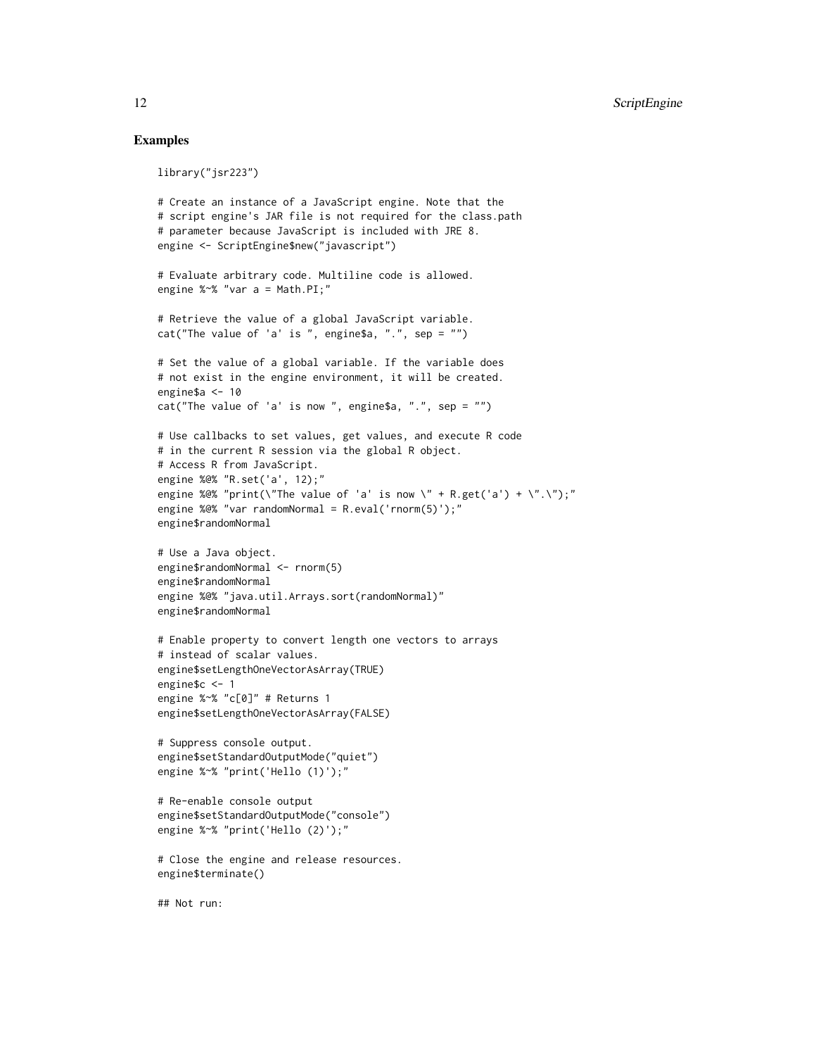## Examples

```
library("jsr223")

# Create an instance of a JavaScript engine. Note that the
# script engine's JAR file is not required for the class.path
# parameter because JavaScript is included with JRE 8.
engine <- ScriptEngine$new("javascript")

# Evaluate arbitrary code. Multiline code is allowed.
engine %~% "var a = Math.PI;"

# Retrieve the value of a global JavaScript variable.
cat("The value of 'a' is ", engine$a, ".", sep = "")

# Set the value of a global variable. If the variable does
# not exist in the engine environment, it will be created.
engine$a <- 10
cat("The value of 'a' is now ", engine$a, ".", sep = "")

# Use callbacks to set values, get values, and execute R code
# in the current R session via the global R object.
# Access R from JavaScript.
engine %@% "R.set('a', 12);"
engine %@% "print(\"The value of 'a' is now \" + R.get('a') + \".\");"
engine %@% "var randomNormal = R.eval('rnorm(5)');"
engine$randomNormal

# Use a Java object.
engine$randomNormal <- rnorm(5)
engine$randomNormal
engine %@% "java.util.Arrays.sort(randomNormal)"
engine$randomNormal

# Enable property to convert length one vectors to arrays
# instead of scalar values.
engine$setLengthOneVectorAsArray(TRUE)
engine$c <- 1
engine %~% "c[0]" # Returns 1
engine$setLengthOneVectorAsArray(FALSE)

# Suppress console output.
engine$setStandardOutputMode("quiet")
engine %~% "print('Hello (1)');"

# Re-enable console output
engine$setStandardOutputMode("console")
engine %~% "print('Hello (2)');"

# Close the engine and release resources.
engine$terminate()

## Not run:
```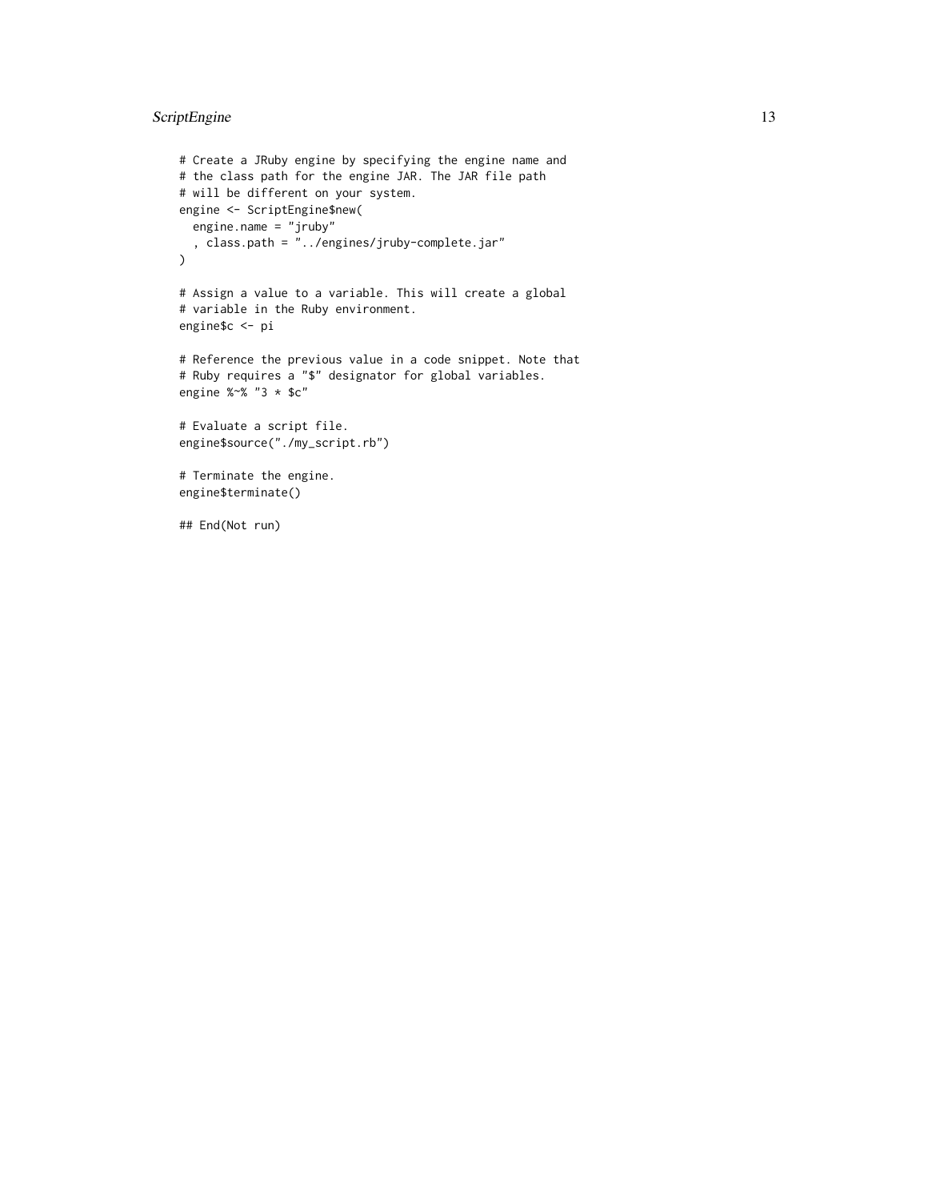```
# Create a JRuby engine by specifying the engine name and
# the class path for the engine JAR. The JAR file path
# will be different on your system.
engine <- ScriptEngine$new(
  engine.name = "jruby"
  , class.path = "../engines/jruby-complete.jar"
)

# Assign a value to a variable. This will create a global
# variable in the Ruby environment.
engine$c <- pi

# Reference the previous value in a code snippet. Note that
# Ruby requires a "$" designator for global variables.
engine %~% "3 * $c"

# Evaluate a script file.
engine$source("./my_script.rb")

# Terminate the engine.
engine$terminate()

## End(Not run)
```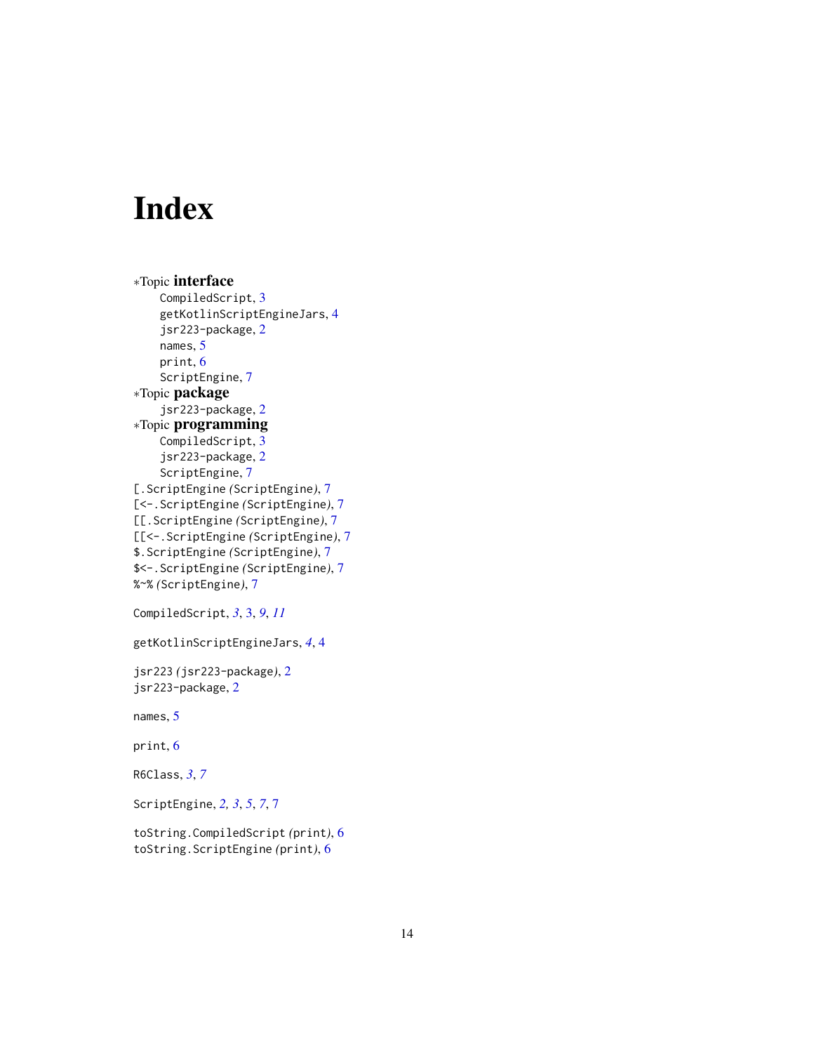# Index

∗Topic **interface**

CompiledScript, 3
getKotlinScriptEngineJars, 4
jsr223-package, 2
names, 5
print, 6
ScriptEngine, 7

∗Topic **package**

jsr223-package, 2

∗Topic **programming**

CompiledScript, 3
jsr223-package, 2
ScriptEngine, 7

[.ScriptEngine *(*ScriptEngine*)*, 7
[<-.ScriptEngine *(*ScriptEngine*)*, 7
[[.ScriptEngine *(*ScriptEngine*)*, 7
[[<-.ScriptEngine *(*ScriptEngine*)*, 7
$.ScriptEngine *(*ScriptEngine*)*, 7
$<-.ScriptEngine *(*ScriptEngine*)*, 7
%~% *(*ScriptEngine*)*, 7

CompiledScript, *3*, 3, *9*, *11*

getKotlinScriptEngineJars, *4*, 4

jsr223 *(*jsr223-package*)*, 2
jsr223-package, 2

names, 5

print, 6

R6Class, *3*, *7*

ScriptEngine, *2*, *3*, *5*, *7*, 7

toString.CompiledScript *(*print*)*, 6
toString.ScriptEngine *(*print*)*, 6